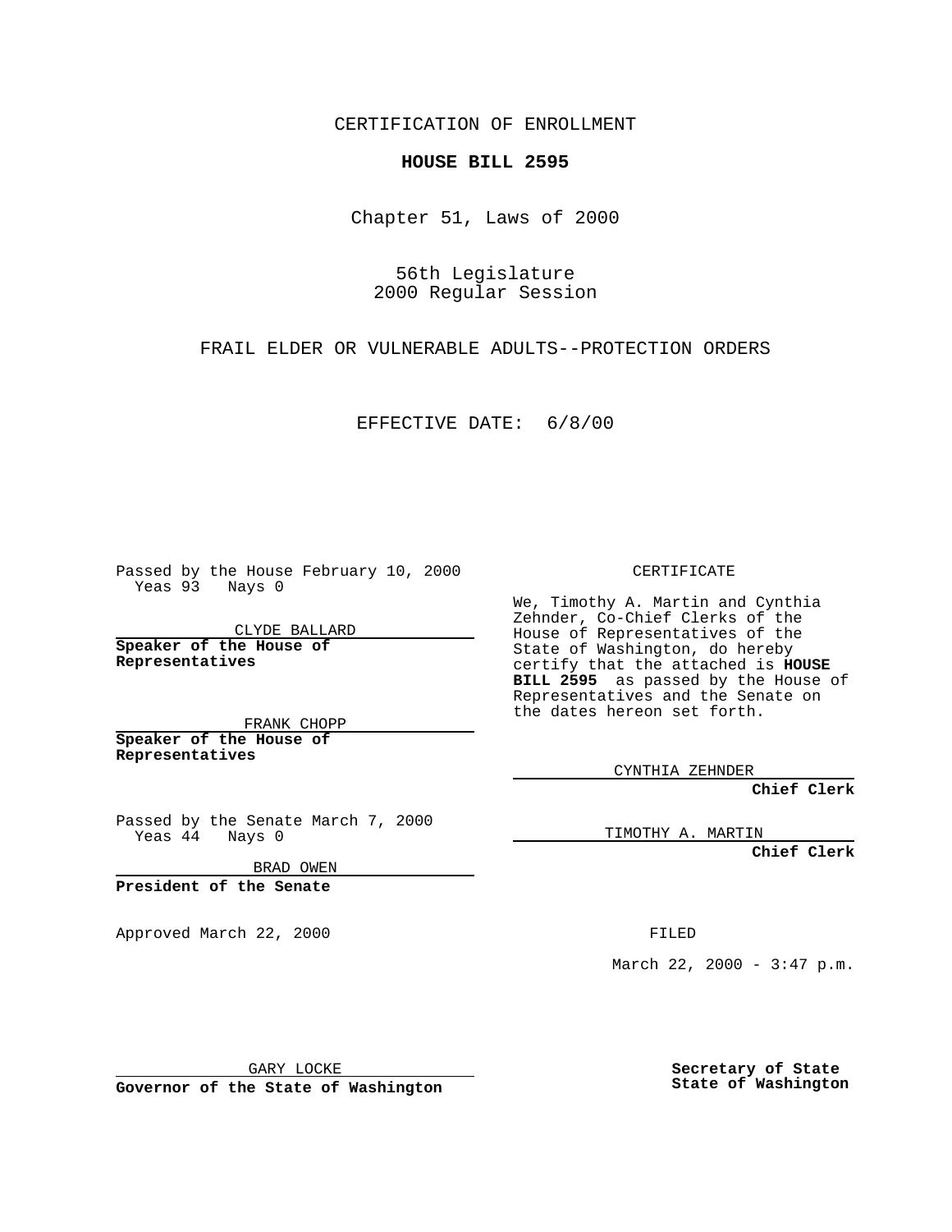CERTIFICATION OF ENROLLMENT

**HOUSE BILL 2595**

Chapter 51, Laws of 2000

56th Legislature
2000 Regular Session

FRAIL ELDER OR VULNERABLE ADULTS--PROTECTION ORDERS

EFFECTIVE DATE: 6/8/00

Passed by the House February 10, 2000
Yeas 93 Nays 0

CLYDE BALLARD

**Speaker of the House of Representatives**

FRANK CHOPP

**Speaker of the House of Representatives**

Passed by the Senate March 7, 2000
Yeas 44 Nays 0

BRAD OWEN

**President of the Senate**

Approved March 22, 2000

GARY LOCKE

**Governor of the State of Washington**

CERTIFICATE

We, Timothy A. Martin and Cynthia Zehnder, Co-Chief Clerks of the House of Representatives of the State of Washington, do hereby certify that the attached is **HOUSE BILL 2595** as passed by the House of Representatives and the Senate on the dates hereon set forth.

CYNTHIA ZEHNDER

**Chief Clerk**

TIMOTHY A. MARTIN

**Chief Clerk**

FILED

March 22, 2000 - 3:47 p.m.

**Secretary of State**
**State of Washington**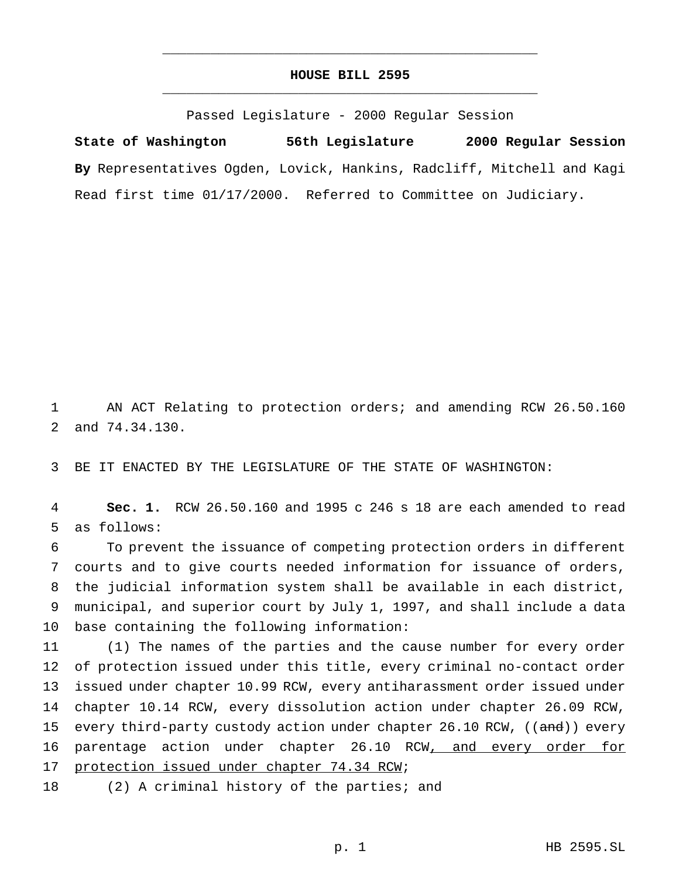# HOUSE BILL 2595

Passed Legislature - 2000 Regular Session

**State of Washington 56th Legislature 2000 Regular Session**

**By** Representatives Ogden, Lovick, Hankins, Radcliff, Mitchell and Kagi

Read first time 01/17/2000. Referred to Committee on Judiciary.

AN ACT Relating to protection orders; and amending RCW 26.50.160 and 74.34.130.

BE IT ENACTED BY THE LEGISLATURE OF THE STATE OF WASHINGTON:

**Sec. 1.** RCW 26.50.160 and 1995 c 246 s 18 are each amended to read as follows:

To prevent the issuance of competing protection orders in different courts and to give courts needed information for issuance of orders, the judicial information system shall be available in each district, municipal, and superior court by July 1, 1997, and shall include a data base containing the following information:

(1) The names of the parties and the cause number for every order of protection issued under this title, every criminal no-contact order issued under chapter 10.99 RCW, every antiharassment order issued under chapter 10.14 RCW, every dissolution action under chapter 26.09 RCW, every third-party custody action under chapter 26.10 RCW, ((~~and~~)) every parentage action under chapter 26.10 RCW<u>, and every order for protection issued under chapter 74.34 RCW</u>;

(2) A criminal history of the parties; and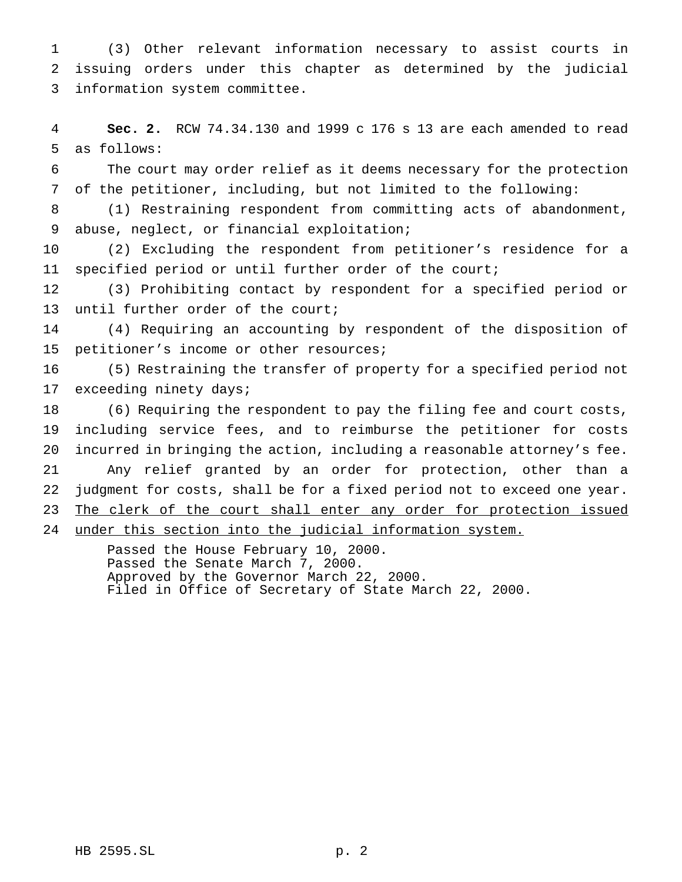(3) Other relevant information necessary to assist courts in issuing orders under this chapter as determined by the judicial information system committee.

**Sec. 2.** RCW 74.34.130 and 1999 c 176 s 13 are each amended to read as follows:

The court may order relief as it deems necessary for the protection of the petitioner, including, but not limited to the following:

(1) Restraining respondent from committing acts of abandonment, abuse, neglect, or financial exploitation;

(2) Excluding the respondent from petitioner's residence for a specified period or until further order of the court;

(3) Prohibiting contact by respondent for a specified period or until further order of the court;

(4) Requiring an accounting by respondent of the disposition of petitioner's income or other resources;

(5) Restraining the transfer of property for a specified period not exceeding ninety days;

(6) Requiring the respondent to pay the filing fee and court costs, including service fees, and to reimburse the petitioner for costs incurred in bringing the action, including a reasonable attorney's fee.

Any relief granted by an order for protection, other than a judgment for costs, shall be for a fixed period not to exceed one year. <u>The clerk of the court shall enter any order for protection issued under this section into the judicial information system.</u>

Passed the House February 10, 2000.
Passed the Senate March 7, 2000.
Approved by the Governor March 22, 2000.
Filed in Office of Secretary of State March 22, 2000.